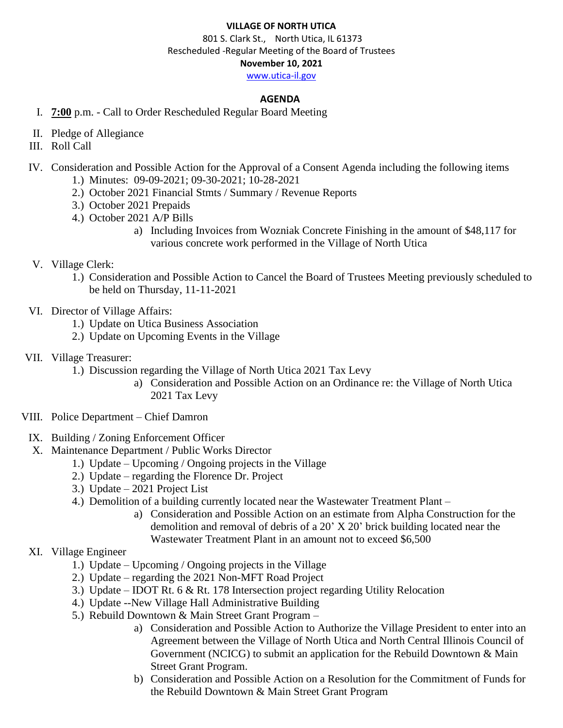**VILLAGE OF NORTH UTICA**

801 S. Clark St., North Utica, IL 61373

Rescheduled -Regular Meeting of the Board of Trustees

**November 10, 2021**

www.utica-il.gov

**AGENDA**

I. **7:00** p.m. - Call to Order Rescheduled Regular Board Meeting

II. Pledge of Allegiance

III. Roll Call

IV. Consideration and Possible Action for the Approval of a Consent Agenda including the following items
   1.) Minutes: 09-09-2021; 09-30-2021; 10-28-2021
   2.) October 2021 Financial Stmts / Summary / Revenue Reports
   3.) October 2021 Prepaids
   4.) October 2021 A/P Bills
      a) Including Invoices from Wozniak Concrete Finishing in the amount of $48,117 for various concrete work performed in the Village of North Utica

V. Village Clerk:
   1.) Consideration and Possible Action to Cancel the Board of Trustees Meeting previously scheduled to be held on Thursday, 11-11-2021

VI. Director of Village Affairs:
   1.) Update on Utica Business Association
   2.) Update on Upcoming Events in the Village

VII. Village Treasurer:
   1.) Discussion regarding the Village of North Utica 2021 Tax Levy
      a) Consideration and Possible Action on an Ordinance re: the Village of North Utica 2021 Tax Levy

VIII. Police Department – Chief Damron

IX. Building / Zoning Enforcement Officer

X. Maintenance Department / Public Works Director
   1.) Update – Upcoming / Ongoing projects in the Village
   2.) Update – regarding the Florence Dr. Project
   3.) Update – 2021 Project List
   4.) Demolition of a building currently located near the Wastewater Treatment Plant –
      a) Consideration and Possible Action on an estimate from Alpha Construction for the demolition and removal of debris of a 20' X 20' brick building located near the Wastewater Treatment Plant in an amount not to exceed $6,500

XI. Village Engineer
   1.) Update – Upcoming / Ongoing projects in the Village
   2.) Update – regarding the 2021 Non-MFT Road Project
   3.) Update – IDOT Rt. 6 & Rt. 178 Intersection project regarding Utility Relocation
   4.) Update --New Village Hall Administrative Building
   5.) Rebuild Downtown & Main Street Grant Program –
      a) Consideration and Possible Action to Authorize the Village President to enter into an Agreement between the Village of North Utica and North Central Illinois Council of Government (NCICG) to submit an application for the Rebuild Downtown & Main Street Grant Program.
      b) Consideration and Possible Action on a Resolution for the Commitment of Funds for the Rebuild Downtown & Main Street Grant Program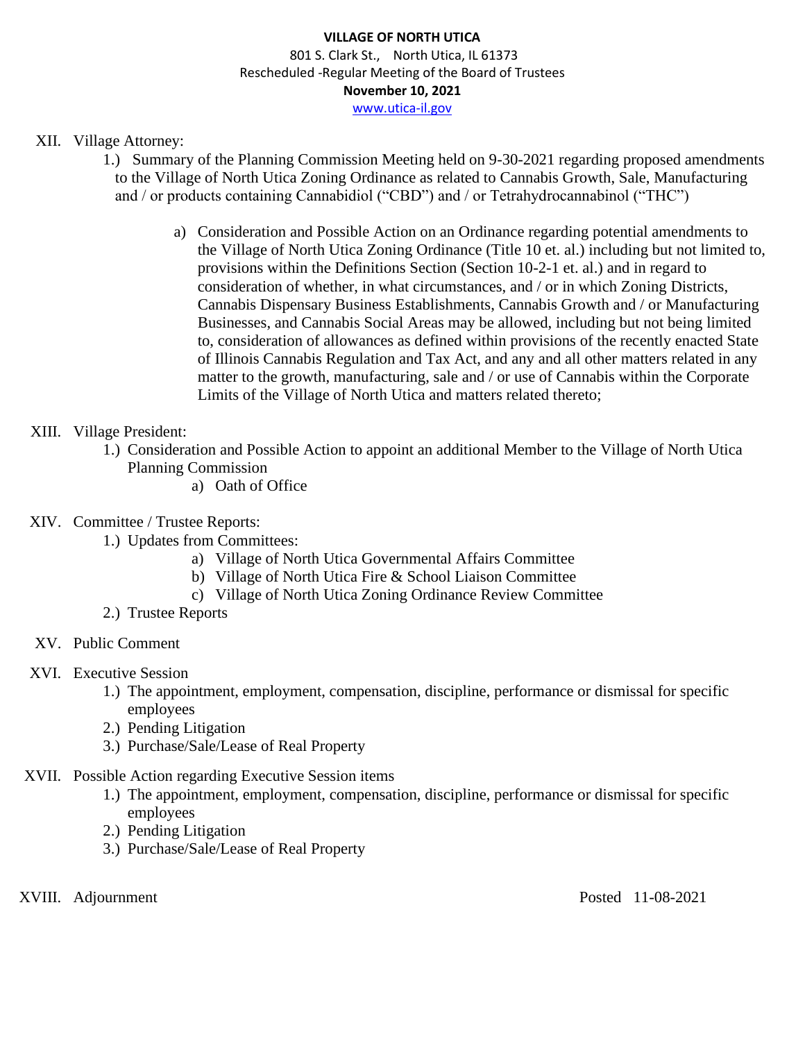**VILLAGE OF NORTH UTICA**
801 S. Clark St., North Utica, IL 61373
Rescheduled -Regular Meeting of the Board of Trustees
**November 10, 2021**
www.utica-il.gov

XII. Village Attorney:

1.) Summary of the Planning Commission Meeting held on 9-30-2021 regarding proposed amendments to the Village of North Utica Zoning Ordinance as related to Cannabis Growth, Sale, Manufacturing and / or products containing Cannabidiol ("CBD") and / or Tetrahydrocannabinol ("THC")

   a) Consideration and Possible Action on an Ordinance regarding potential amendments to the Village of North Utica Zoning Ordinance (Title 10 et. al.) including but not limited to, provisions within the Definitions Section (Section 10-2-1 et. al.) and in regard to consideration of whether, in what circumstances, and / or in which Zoning Districts, Cannabis Dispensary Business Establishments, Cannabis Growth and / or Manufacturing Businesses, and Cannabis Social Areas may be allowed, including but not being limited to, consideration of allowances as defined within provisions of the recently enacted State of Illinois Cannabis Regulation and Tax Act, and any and all other matters related in any matter to the growth, manufacturing, sale and / or use of Cannabis within the Corporate Limits of the Village of North Utica and matters related thereto;

XIII. Village President:

1.) Consideration and Possible Action to appoint an additional Member to the Village of North Utica Planning Commission
   a) Oath of Office

XIV. Committee / Trustee Reports:

1.) Updates from Committees:
   a) Village of North Utica Governmental Affairs Committee
   b) Village of North Utica Fire & School Liaison Committee
   c) Village of North Utica Zoning Ordinance Review Committee
2.) Trustee Reports

XV. Public Comment

XVI. Executive Session

1.) The appointment, employment, compensation, discipline, performance or dismissal for specific employees
2.) Pending Litigation
3.) Purchase/Sale/Lease of Real Property

XVII. Possible Action regarding Executive Session items

1.) The appointment, employment, compensation, discipline, performance or dismissal for specific employees
2.) Pending Litigation
3.) Purchase/Sale/Lease of Real Property

XVIII. Adjournment

Posted 11-08-2021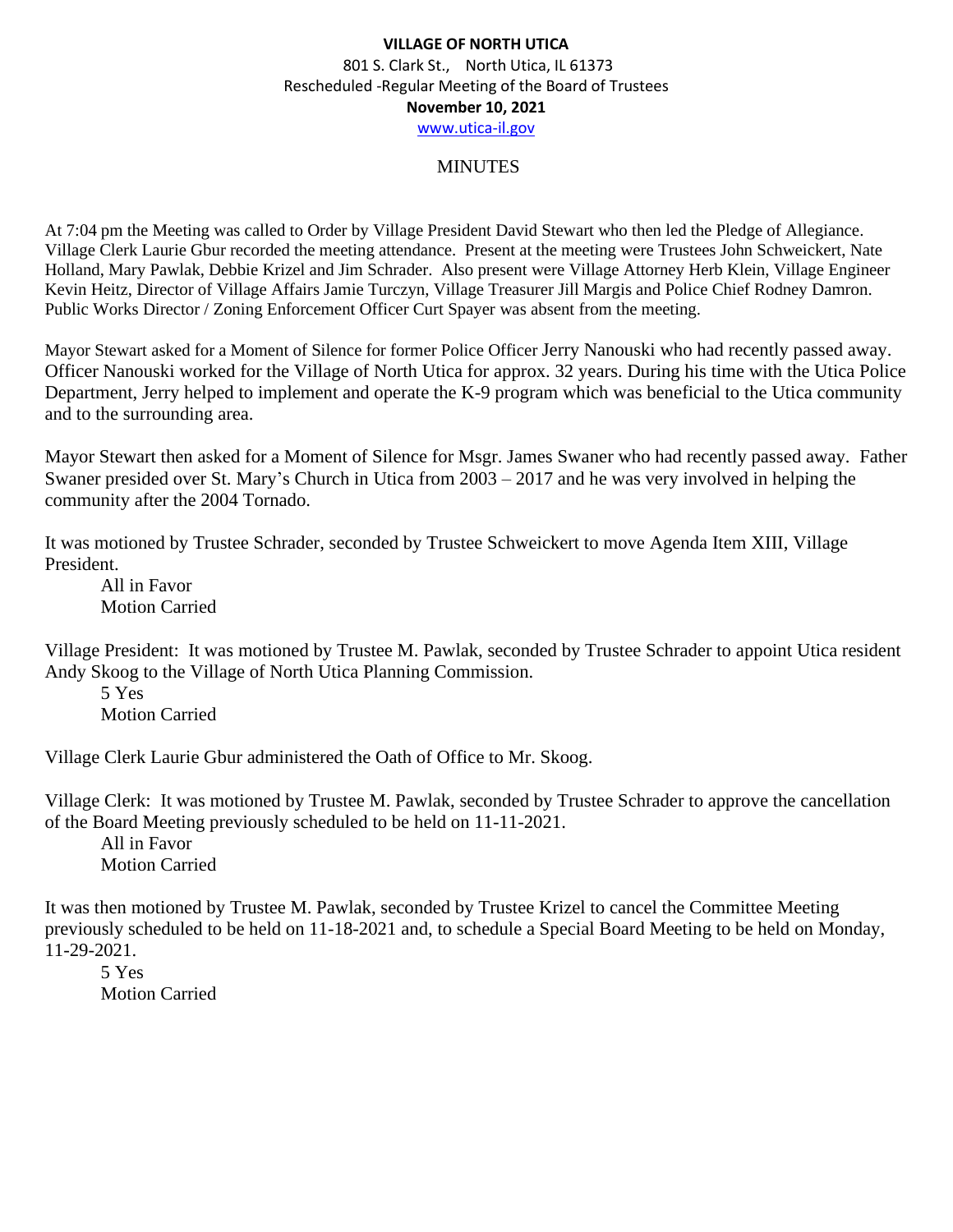**VILLAGE OF NORTH UTICA**

801 S. Clark St., North Utica, IL 61373

Rescheduled -Regular Meeting of the Board of Trustees

**November 10, 2021**

www.utica-il.gov

MINUTES

At 7:04 pm the Meeting was called to Order by Village President David Stewart who then led the Pledge of Allegiance. Village Clerk Laurie Gbur recorded the meeting attendance. Present at the meeting were Trustees John Schweickert, Nate Holland, Mary Pawlak, Debbie Krizel and Jim Schrader. Also present were Village Attorney Herb Klein, Village Engineer Kevin Heitz, Director of Village Affairs Jamie Turczyn, Village Treasurer Jill Margis and Police Chief Rodney Damron. Public Works Director / Zoning Enforcement Officer Curt Spayer was absent from the meeting.

Mayor Stewart asked for a Moment of Silence for former Police Officer Jerry Nanouski who had recently passed away. Officer Nanouski worked for the Village of North Utica for approx. 32 years. During his time with the Utica Police Department, Jerry helped to implement and operate the K-9 program which was beneficial to the Utica community and to the surrounding area.

Mayor Stewart then asked for a Moment of Silence for Msgr. James Swaner who had recently passed away. Father Swaner presided over St. Mary's Church in Utica from 2003 – 2017 and he was very involved in helping the community after the 2004 Tornado.

It was motioned by Trustee Schrader, seconded by Trustee Schweickert to move Agenda Item XIII, Village President.

All in Favor
Motion Carried

Village President: It was motioned by Trustee M. Pawlak, seconded by Trustee Schrader to appoint Utica resident Andy Skoog to the Village of North Utica Planning Commission.

5 Yes
Motion Carried

Village Clerk Laurie Gbur administered the Oath of Office to Mr. Skoog.

Village Clerk: It was motioned by Trustee M. Pawlak, seconded by Trustee Schrader to approve the cancellation of the Board Meeting previously scheduled to be held on 11-11-2021.

All in Favor
Motion Carried

It was then motioned by Trustee M. Pawlak, seconded by Trustee Krizel to cancel the Committee Meeting previously scheduled to be held on 11-18-2021 and, to schedule a Special Board Meeting to be held on Monday, 11-29-2021.

5 Yes
Motion Carried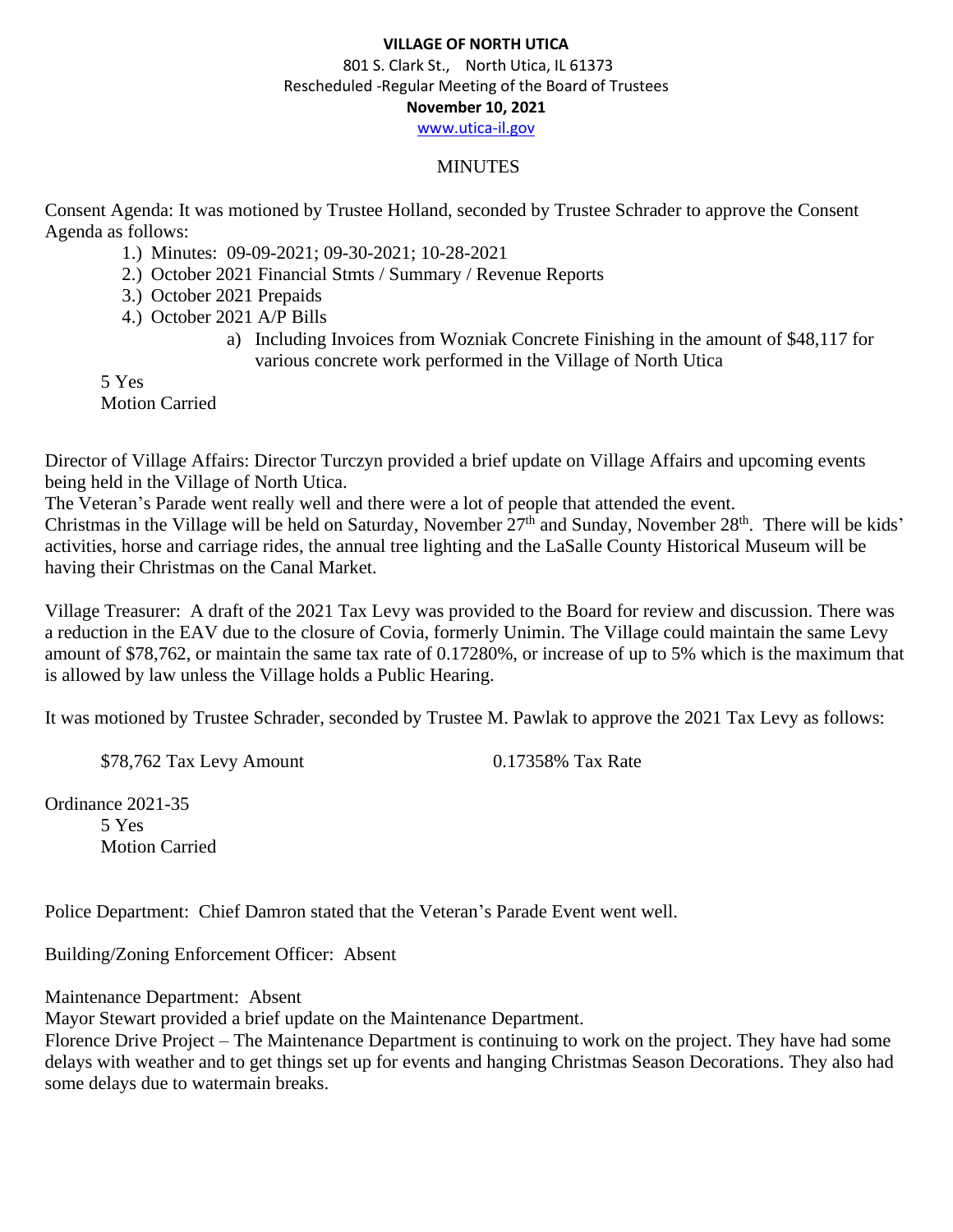**VILLAGE OF NORTH UTICA**
801 S. Clark St., North Utica, IL 61373
Rescheduled -Regular Meeting of the Board of Trustees
**November 10, 2021**
www.utica-il.gov

MINUTES

Consent Agenda: It was motioned by Trustee Holland, seconded by Trustee Schrader to approve the Consent Agenda as follows:

1.) Minutes: 09-09-2021; 09-30-2021; 10-28-2021
2.) October 2021 Financial Stmts / Summary / Revenue Reports
3.) October 2021 Prepaids
4.) October 2021 A/P Bills
   a) Including Invoices from Wozniak Concrete Finishing in the amount of $48,117 for various concrete work performed in the Village of North Utica

5 Yes
Motion Carried

Director of Village Affairs: Director Turczyn provided a brief update on Village Affairs and upcoming events being held in the Village of North Utica.
The Veteran's Parade went really well and there were a lot of people that attended the event.
Christmas in the Village will be held on Saturday, November 27th and Sunday, November 28th. There will be kids' activities, horse and carriage rides, the annual tree lighting and the LaSalle County Historical Museum will be having their Christmas on the Canal Market.

Village Treasurer: A draft of the 2021 Tax Levy was provided to the Board for review and discussion. There was a reduction in the EAV due to the closure of Covia, formerly Unimin. The Village could maintain the same Levy amount of $78,762, or maintain the same tax rate of 0.17280%, or increase of up to 5% which is the maximum that is allowed by law unless the Village holds a Public Hearing.

It was motioned by Trustee Schrader, seconded by Trustee M. Pawlak to approve the 2021 Tax Levy as follows:

$78,762 Tax Levy Amount          0.17358% Tax Rate

Ordinance 2021-35
5 Yes
Motion Carried

Police Department: Chief Damron stated that the Veteran's Parade Event went well.

Building/Zoning Enforcement Officer: Absent

Maintenance Department: Absent
Mayor Stewart provided a brief update on the Maintenance Department.
Florence Drive Project – The Maintenance Department is continuing to work on the project. They have had some delays with weather and to get things set up for events and hanging Christmas Season Decorations. They also had some delays due to watermain breaks.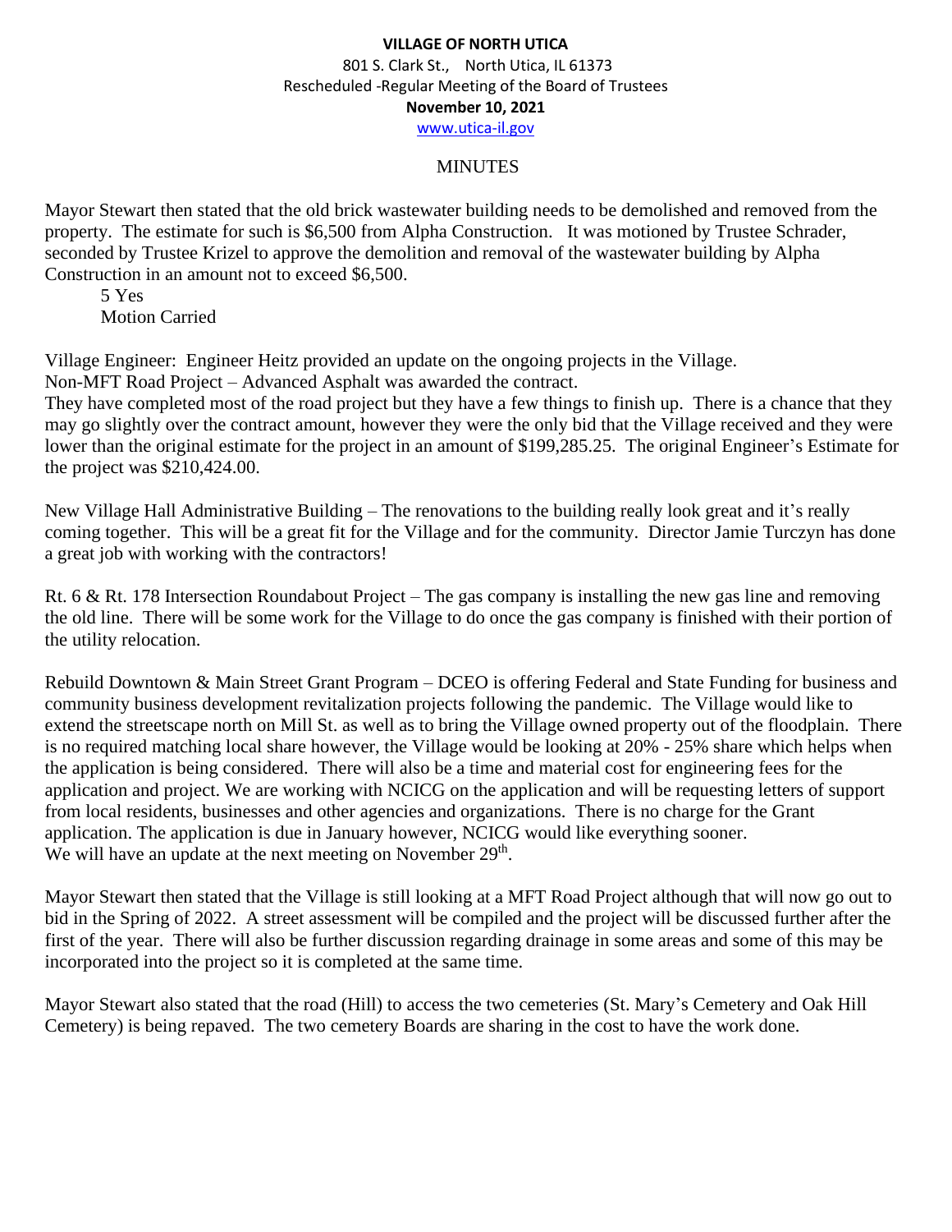**VILLAGE OF NORTH UTICA**
801 S. Clark St., North Utica, IL 61373
Rescheduled -Regular Meeting of the Board of Trustees
**November 10, 2021**
www.utica-il.gov

MINUTES

Mayor Stewart then stated that the old brick wastewater building needs to be demolished and removed from the property. The estimate for such is $6,500 from Alpha Construction. It was motioned by Trustee Schrader, seconded by Trustee Krizel to approve the demolition and removal of the wastewater building by Alpha Construction in an amount not to exceed $6,500.

5 Yes
Motion Carried

Village Engineer: Engineer Heitz provided an update on the ongoing projects in the Village.
Non-MFT Road Project – Advanced Asphalt was awarded the contract.
They have completed most of the road project but they have a few things to finish up. There is a chance that they may go slightly over the contract amount, however they were the only bid that the Village received and they were lower than the original estimate for the project in an amount of $199,285.25. The original Engineer's Estimate for the project was $210,424.00.

New Village Hall Administrative Building – The renovations to the building really look great and it's really coming together. This will be a great fit for the Village and for the community. Director Jamie Turczyn has done a great job with working with the contractors!

Rt. 6 & Rt. 178 Intersection Roundabout Project – The gas company is installing the new gas line and removing the old line. There will be some work for the Village to do once the gas company is finished with their portion of the utility relocation.

Rebuild Downtown & Main Street Grant Program – DCEO is offering Federal and State Funding for business and community business development revitalization projects following the pandemic. The Village would like to extend the streetscape north on Mill St. as well as to bring the Village owned property out of the floodplain. There is no required matching local share however, the Village would be looking at 20% - 25% share which helps when the application is being considered. There will also be a time and material cost for engineering fees for the application and project. We are working with NCICG on the application and will be requesting letters of support from local residents, businesses and other agencies and organizations. There is no charge for the Grant application. The application is due in January however, NCICG would like everything sooner.
We will have an update at the next meeting on November 29th.

Mayor Stewart then stated that the Village is still looking at a MFT Road Project although that will now go out to bid in the Spring of 2022. A street assessment will be compiled and the project will be discussed further after the first of the year. There will also be further discussion regarding drainage in some areas and some of this may be incorporated into the project so it is completed at the same time.

Mayor Stewart also stated that the road (Hill) to access the two cemeteries (St. Mary's Cemetery and Oak Hill Cemetery) is being repaved. The two cemetery Boards are sharing in the cost to have the work done.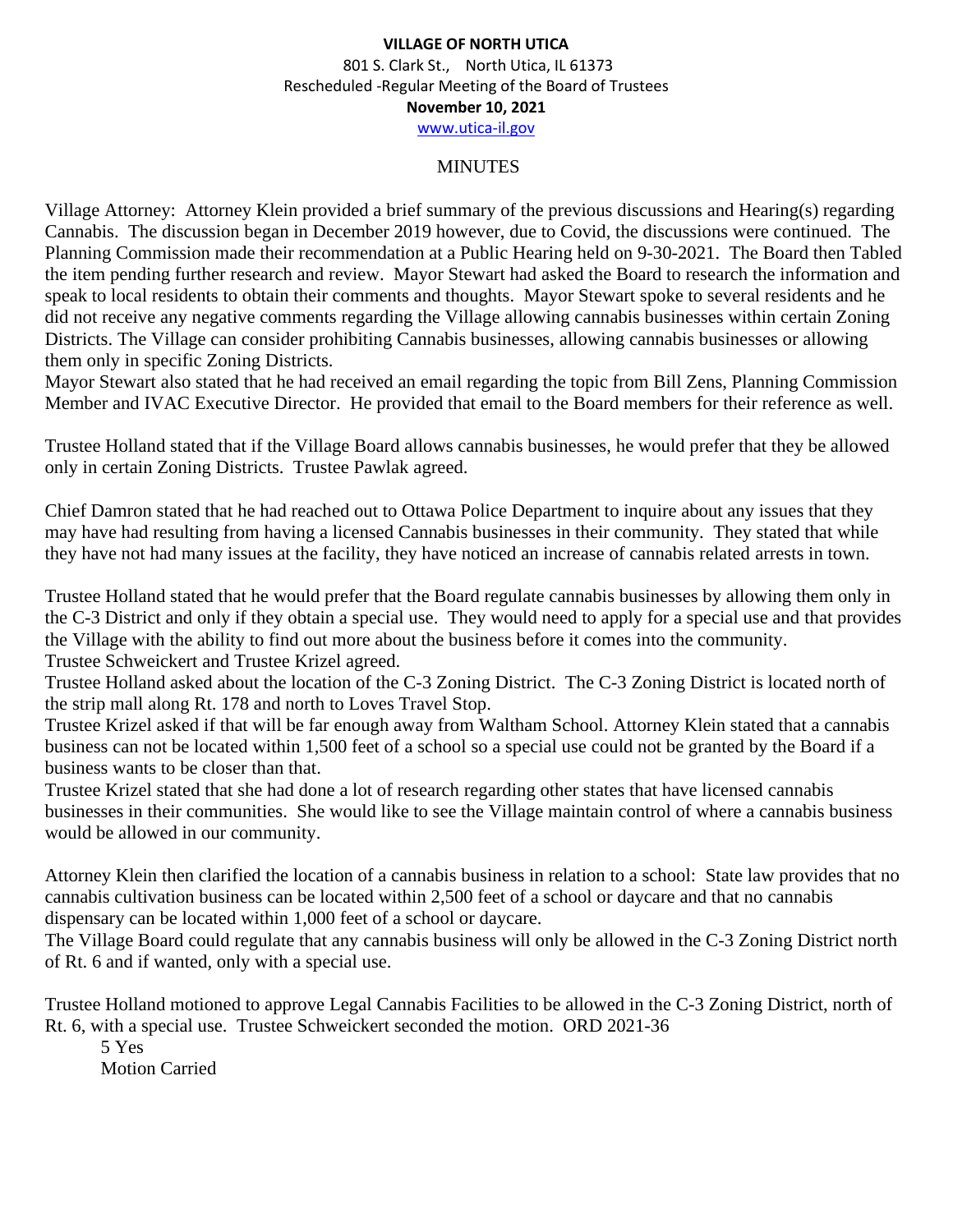**VILLAGE OF NORTH UTICA**
801 S. Clark St., North Utica, IL 61373
Rescheduled -Regular Meeting of the Board of Trustees
**November 10, 2021**
www.utica-il.gov

MINUTES

Village Attorney: Attorney Klein provided a brief summary of the previous discussions and Hearing(s) regarding Cannabis. The discussion began in December 2019 however, due to Covid, the discussions were continued. The Planning Commission made their recommendation at a Public Hearing held on 9-30-2021. The Board then Tabled the item pending further research and review. Mayor Stewart had asked the Board to research the information and speak to local residents to obtain their comments and thoughts. Mayor Stewart spoke to several residents and he did not receive any negative comments regarding the Village allowing cannabis businesses within certain Zoning Districts. The Village can consider prohibiting Cannabis businesses, allowing cannabis businesses or allowing them only in specific Zoning Districts.
Mayor Stewart also stated that he had received an email regarding the topic from Bill Zens, Planning Commission Member and IVAC Executive Director. He provided that email to the Board members for their reference as well.

Trustee Holland stated that if the Village Board allows cannabis businesses, he would prefer that they be allowed only in certain Zoning Districts. Trustee Pawlak agreed.

Chief Damron stated that he had reached out to Ottawa Police Department to inquire about any issues that they may have had resulting from having a licensed Cannabis businesses in their community. They stated that while they have not had many issues at the facility, they have noticed an increase of cannabis related arrests in town.

Trustee Holland stated that he would prefer that the Board regulate cannabis businesses by allowing them only in the C-3 District and only if they obtain a special use. They would need to apply for a special use and that provides the Village with the ability to find out more about the business before it comes into the community.
Trustee Schweickert and Trustee Krizel agreed.
Trustee Holland asked about the location of the C-3 Zoning District. The C-3 Zoning District is located north of the strip mall along Rt. 178 and north to Loves Travel Stop.
Trustee Krizel asked if that will be far enough away from Waltham School. Attorney Klein stated that a cannabis business can not be located within 1,500 feet of a school so a special use could not be granted by the Board if a business wants to be closer than that.
Trustee Krizel stated that she had done a lot of research regarding other states that have licensed cannabis businesses in their communities. She would like to see the Village maintain control of where a cannabis business would be allowed in our community.

Attorney Klein then clarified the location of a cannabis business in relation to a school: State law provides that no cannabis cultivation business can be located within 2,500 feet of a school or daycare and that no cannabis dispensary can be located within 1,000 feet of a school or daycare.
The Village Board could regulate that any cannabis business will only be allowed in the C-3 Zoning District north of Rt. 6 and if wanted, only with a special use.

Trustee Holland motioned to approve Legal Cannabis Facilities to be allowed in the C-3 Zoning District, north of Rt. 6, with a special use. Trustee Schweickert seconded the motion. ORD 2021-36

5 Yes
Motion Carried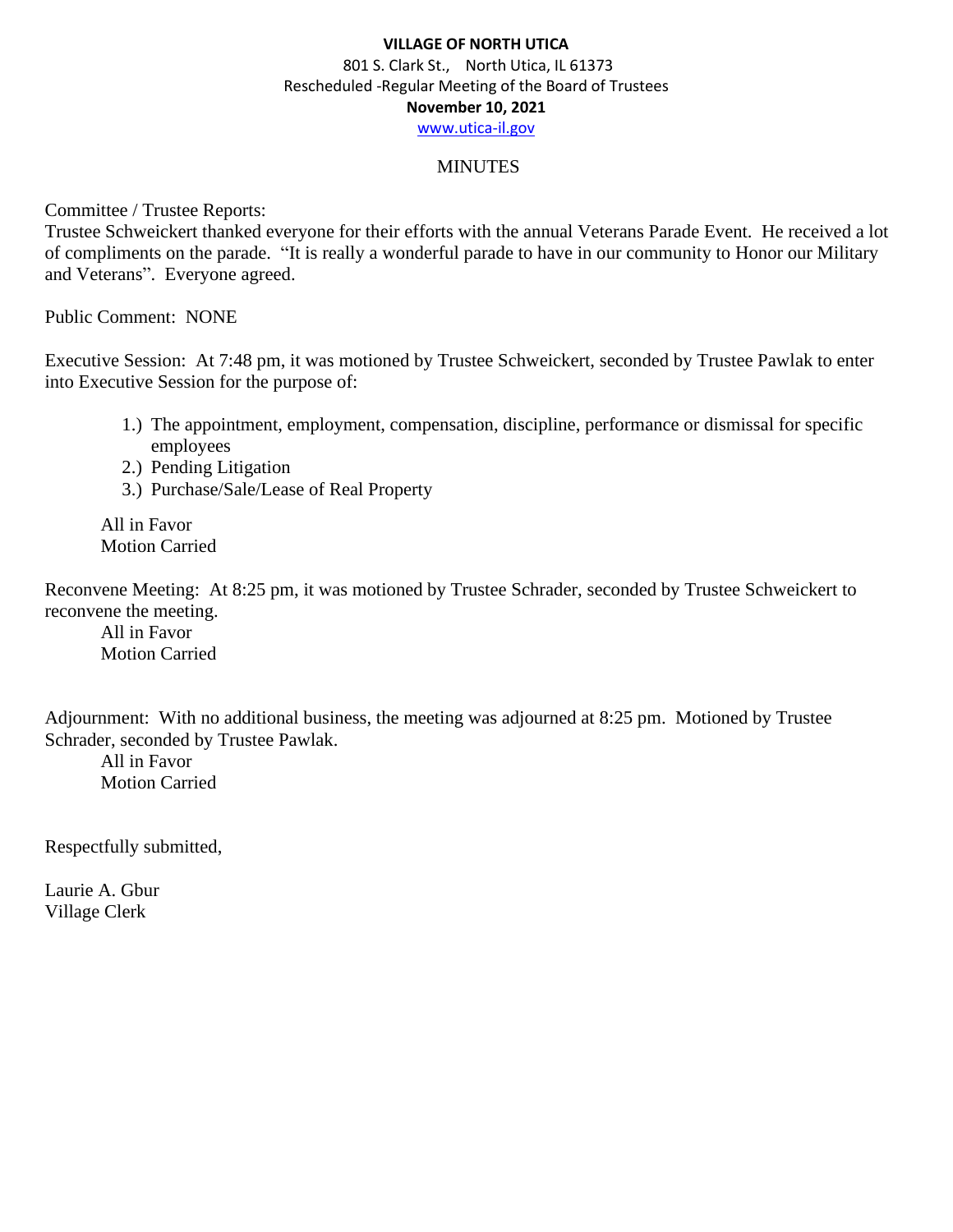**VILLAGE OF NORTH UTICA**

801 S. Clark St., North Utica, IL 61373

Rescheduled -Regular Meeting of the Board of Trustees

**November 10, 2021**

www.utica-il.gov

MINUTES

Committee / Trustee Reports:
Trustee Schweickert thanked everyone for their efforts with the annual Veterans Parade Event. He received a lot of compliments on the parade. "It is really a wonderful parade to have in our community to Honor our Military and Veterans". Everyone agreed.

Public Comment: NONE

Executive Session: At 7:48 pm, it was motioned by Trustee Schweickert, seconded by Trustee Pawlak to enter into Executive Session for the purpose of:

1.) The appointment, employment, compensation, discipline, performance or dismissal for specific employees
2.) Pending Litigation
3.) Purchase/Sale/Lease of Real Property

All in Favor
Motion Carried

Reconvene Meeting: At 8:25 pm, it was motioned by Trustee Schrader, seconded by Trustee Schweickert to reconvene the meeting.

All in Favor
Motion Carried

Adjournment: With no additional business, the meeting was adjourned at 8:25 pm. Motioned by Trustee Schrader, seconded by Trustee Pawlak.

All in Favor
Motion Carried

Respectfully submitted,

Laurie A. Gbur
Village Clerk